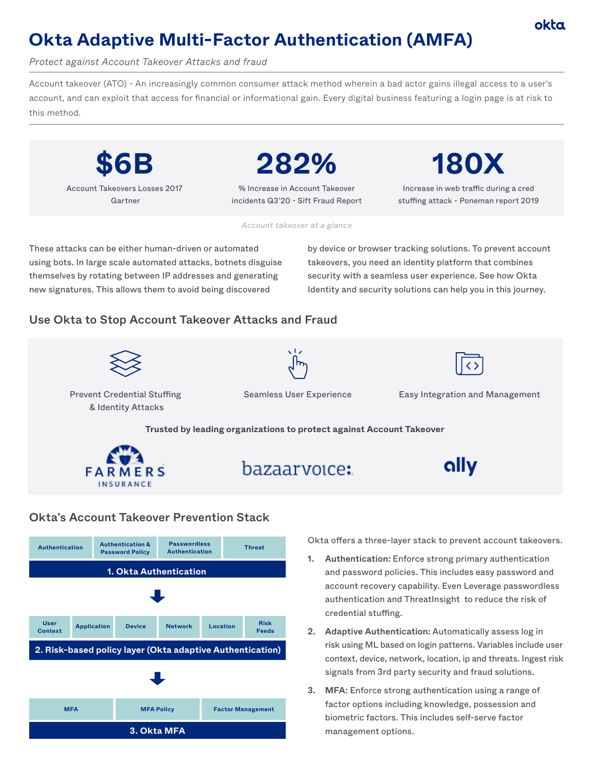# Okta Adaptive Multi-Factor Authentication (AMFA)

*Protect against Account Takeover Attacks and fraud*

Account takeover (ATO) - An increasingly common consumer attack method wherein a bad actor gains illegal access to a user's account, and can exploit that access for financial or informational gain. Every digital business featuring a login page is at risk to this method.

| $6B | 282% | 180X |
|---|---|---|
| Account Takeovers Losses 2017 Gartner | % Increase in Account Takeover incidents Q3'20 - Sift Fraud Report | Increase in web traffic during a cred stuffing attack - Poneman report 2019 |

*Account takeover at a glance*

These attacks can be either human-driven or automated using bots. In large scale automated attacks, botnets disguise themselves by rotating between IP addresses and generating new signatures. This allows them to avoid being discovered by device or browser tracking solutions. To prevent account takeovers, you need an identity platform that combines security with a seamless user experience. See how Okta Identity and security solutions can help you in this journey.

## Use Okta to Stop Account Takeover Attacks and Fraud

- Prevent Credential Stuffing & Identity Attacks
- Seamless User Experience
- Easy Integration and Management

**Trusted by leading organizations to protect against Account Takeover**

FARMERS INSURANCE · bazaarvoice: · ally

## Okta's Account Takeover Prevention Stack

| Authentication | Authentication & Password Policy | Passwordless Authentication | Threat |
|---|---|---|---|

**1. Okta Authentication**

↓

| User Context | Application | Device | Network | Location | Risk Feeds |
|---|---|---|---|---|---|

**2. Risk-based policy layer (Okta adaptive Authentication)**

↓

| MFA | MFA Policy | Factor Management |
|---|---|---|

**3. Okta MFA**

Okta offers a three-layer stack to prevent account takeovers.

1. **Authentication:** Enforce strong primary authentication and password policies. This includes easy password and account recovery capability. Even Leverage passwordless authentication and ThreatInsight to reduce the risk of credential stuffing.
2. **Adaptive Authentication:** Automatically assess log in risk using ML based on login patterns. Variables include user context, device, network, location, ip and threats. Ingest risk signals from 3rd party security and fraud solutions.
3. **MFA:** Enforce strong authentication using a range of factor options including knowledge, possession and biometric factors. This includes self-serve factor management options.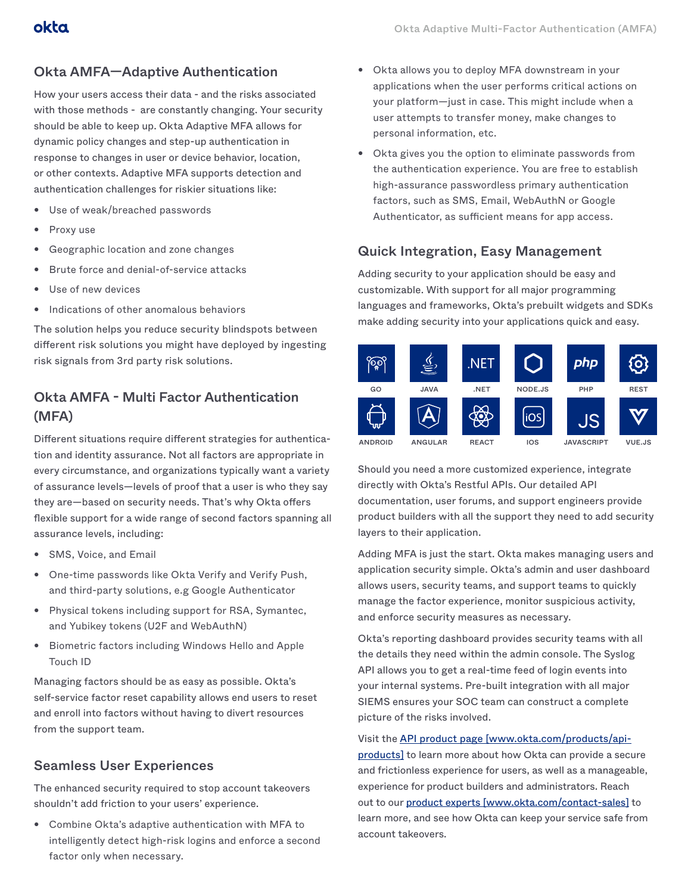## Okta AMFA—Adaptive Authentication

How your users access their data - and the risks associated with those methods - are constantly changing. Your security should be able to keep up. Okta Adaptive MFA allows for dynamic policy changes and step-up authentication in response to changes in user or device behavior, location, or other contexts. Adaptive MFA supports detection and authentication challenges for riskier situations like:

- Use of weak/breached passwords
- Proxy use
- Geographic location and zone changes
- Brute force and denial-of-service attacks
- Use of new devices
- Indications of other anomalous behaviors

The solution helps you reduce security blindspots between different risk solutions you might have deployed by ingesting risk signals from 3rd party risk solutions.

## Okta AMFA - Multi Factor Authentication (MFA)

Different situations require different strategies for authentication and identity assurance. Not all factors are appropriate in every circumstance, and organizations typically want a variety of assurance levels—levels of proof that a user is who they say they are—based on security needs. That's why Okta offers flexible support for a wide range of second factors spanning all assurance levels, including:

- SMS, Voice, and Email
- One-time passwords like Okta Verify and Verify Push, and third-party solutions, e.g Google Authenticator
- Physical tokens including support for RSA, Symantec, and Yubikey tokens (U2F and WebAuthN)
- Biometric factors including Windows Hello and Apple Touch ID

Managing factors should be as easy as possible. Okta's self-service factor reset capability allows end users to reset and enroll into factors without having to divert resources from the support team.

## Seamless User Experiences

The enhanced security required to stop account takeovers shouldn't add friction to your users' experience.

- Combine Okta's adaptive authentication with MFA to intelligently detect high-risk logins and enforce a second factor only when necessary.
- Okta allows you to deploy MFA downstream in your applications when the user performs critical actions on your platform—just in case. This might include when a user attempts to transfer money, make changes to personal information, etc.
- Okta gives you the option to eliminate passwords from the authentication experience. You are free to establish high-assurance passwordless primary authentication factors, such as SMS, Email, WebAuthN or Google Authenticator, as sufficient means for app access.

## Quick Integration, Easy Management

Adding security to your application should be easy and customizable. With support for all major programming languages and frameworks, Okta's prebuilt widgets and SDKs make adding security into your applications quick and easy.

GO
JAVA
.NET
NODE.JS
PHP
REST
ANDROID
ANGULAR
REACT
IOS
JAVASCRIPT
VUE.JS

Should you need a more customized experience, integrate directly with Okta's Restful APIs. Our detailed API documentation, user forums, and support engineers provide product builders with all the support they need to add security layers to their application.

Adding MFA is just the start. Okta makes managing users and application security simple. Okta's admin and user dashboard allows users, security teams, and support teams to quickly manage the factor experience, monitor suspicious activity, and enforce security measures as necessary.

Okta's reporting dashboard provides security teams with all the details they need within the admin console. The Syslog API allows you to get a real-time feed of login events into your internal systems. Pre-built integration with all major SIEMS ensures your SOC team can construct a complete picture of the risks involved.

Visit the API product page [www.okta.com/products/api-products] to learn more about how Okta can provide a secure and frictionless experience for users, as well as a manageable, experience for product builders and administrators. Reach out to our product experts [www.okta.com/contact-sales] to learn more, and see how Okta can keep your service safe from account takeovers.